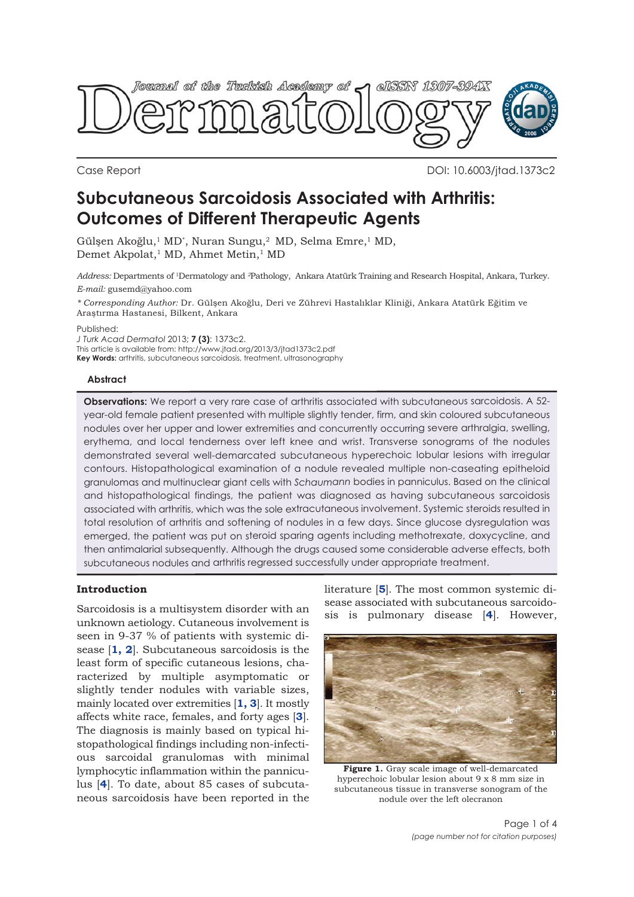Case Report

DOI: 10.6003/jtad.1373c2

# Subcutaneous Sarcoidosis Associated with Arthritis: Outcomes of Different Therapeutic Agents

Gülşen Akoğlu,[1] MD*, Nuran Sungu,[2] MD, Selma Emre,[1] MD, Demet Akpolat,[1] MD, Ahmet Metin,[1] MD

*Address:* Departments of [1]Dermatology and [2]Pathology, Ankara Atatürk Training and Research Hospital, Ankara, Turkey.
*E-mail:* gusemd@yahoo.com

*\* Corresponding Author:* Dr. Gülşen Akoğlu, Deri ve Zührevi Hastalıklar Kliniği, Ankara Atatürk Eğitim ve Araştırma Hastanesi, Bilkent, Ankara

Published:
*J Turk Acad Dermatol* 2013; **7 (3)**: 1373c2.
This article is available from: http://www.jtad.org/2013/3/jtad1373c2.pdf
**Key Words:** arthritis, subcutaneous sarcoidosis, treatment, ultrasonography

### Abstract

**Observations:** We report a very rare case of arthritis associated with subcutaneous sarcoidosis. A 52-year-old female patient presented with multiple slightly tender, firm, and skin coloured subcutaneous nodules over her upper and lower extremities and concurrently occurring severe arthralgia, swelling, erythema, and local tenderness over left knee and wrist. Transverse sonograms of the nodules demonstrated several well-demarcated subcutaneous hyperechoic lobular lesions with irregular contours. Histopathological examination of a nodule revealed multiple non-caseating epitheloid granulomas and multinuclear giant cells with *Schaumann* bodies in panniculus. Based on the clinical and histopathological findings, the patient was diagnosed as having subcutaneous sarcoidosis associated with arthritis, which was the sole extracutaneous involvement. Systemic steroids resulted in total resolution of arthritis and softening of nodules in a few days. Since glucose dysregulation was emerged, the patient was put on steroid sparing agents including methotrexate, doxycycline, and then antimalarial subsequently. Although the drugs caused some considerable adverse effects, both subcutaneous nodules and arthritis regressed successfully under appropriate treatment.

## Introduction

Sarcoidosis is a multisystem disorder with an unknown aetiology. Cutaneous involvement is seen in 9-37 % of patients with systemic disease [**1, 2**]. Subcutaneous sarcoidosis is the least form of specific cutaneous lesions, characterized by multiple asymptomatic or slightly tender nodules with variable sizes, mainly located over extremities [**1, 3**]. It mostly affects white race, females, and forty ages [**3**]. The diagnosis is mainly based on typical histopathological findings including non-infectious sarcoidal granulomas with minimal lymphocytic inflammation within the panniculus [**4**]. To date, about 85 cases of subcutaneous sarcoidosis have been reported in the literature [**5**]. The most common systemic disease associated with subcutaneous sarcoidosis is pulmonary disease [**4**]. However,

**Figure 1.** Gray scale image of well-demarcated hyperechoic lobular lesion about 9 x 8 mm size in subcutaneous tissue in transverse sonogram of the nodule over the left olecranon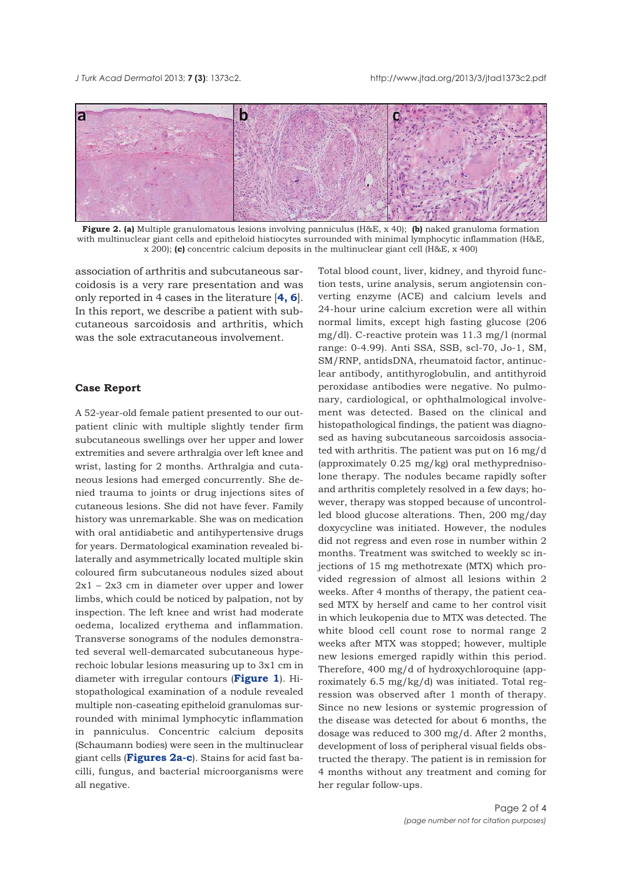**Figure 2. (a)** Multiple granulomatous lesions involving panniculus (H&E, x 40); **(b)** naked granuloma formation with multinuclear giant cells and epitheloid histiocytes surrounded with minimal lymphocytic inflammation (H&E, x 200); **(c)** concentric calcium deposits in the multinuclear giant cell (H&E, x 400)

association of arthritis and subcutaneous sarcoidosis is a very rare presentation and was only reported in 4 cases in the literature [**4, 6**]. In this report, we describe a patient with subcutaneous sarcoidosis and arthritis, which was the sole extracutaneous involvement.

### Case Report

A 52-year-old female patient presented to our outpatient clinic with multiple slightly tender firm subcutaneous swellings over her upper and lower extremities and severe arthralgia over left knee and wrist, lasting for 2 months. Arthralgia and cutaneous lesions had emerged concurrently. She denied trauma to joints or drug injections sites of cutaneous lesions. She did not have fever. Family history was unremarkable. She was on medication with oral antidiabetic and antihypertensive drugs for years. Dermatological examination revealed bilaterally and asymmetrically located multiple skin coloured firm subcutaneous nodules sized about 2x1 – 2x3 cm in diameter over upper and lower limbs, which could be noticed by palpation, not by inspection. The left knee and wrist had moderate oedema, localized erythema and inflammation. Transverse sonograms of the nodules demonstrated several well-demarcated subcutaneous hyperechoic lobular lesions measuring up to 3x1 cm in diameter with irregular contours (**Figure 1**). Histopathological examination of a nodule revealed multiple non-caseating epitheloid granulomas surrounded with minimal lymphocytic inflammation in panniculus. Concentric calcium deposits (Schaumann bodies) were seen in the multinuclear giant cells (**Figures 2a-c**). Stains for acid fast bacilli, fungus, and bacterial microorganisms were all negative.

Total blood count, liver, kidney, and thyroid function tests, urine analysis, serum angiotensin converting enzyme (ACE) and calcium levels and 24-hour urine calcium excretion were all within normal limits, except high fasting glucose (206 mg/dl). C-reactive protein was 11.3 mg/l (normal range: 0-4.99). Anti SSA, SSB, scl-70, Jo-1, SM, SM/RNP, antidsDNA, rheumatoid factor, antinuclear antibody, antithyroglobulin, and antithyroid peroxidase antibodies were negative. No pulmonary, cardiological, or ophthalmological involvement was detected. Based on the clinical and histopathological findings, the patient was diagnosed as having subcutaneous sarcoidosis associated with arthritis. The patient was put on 16 mg/d (approximately 0.25 mg/kg) oral methyprednisolone therapy. The nodules became rapidly softer and arthritis completely resolved in a few days; however, therapy was stopped because of uncontrolled blood glucose alterations. Then, 200 mg/day doxycycline was initiated. However, the nodules did not regress and even rose in number within 2 months. Treatment was switched to weekly sc injections of 15 mg methotrexate (MTX) which provided regression of almost all lesions within 2 weeks. After 4 months of therapy, the patient ceased MTX by herself and came to her control visit in which leukopenia due to MTX was detected. The white blood cell count rose to normal range 2 weeks after MTX was stopped; however, multiple new lesions emerged rapidly within this period. Therefore, 400 mg/d of hydroxychloroquine (approximately 6.5 mg/kg/d) was initiated. Total regression was observed after 1 month of therapy. Since no new lesions or systemic progression of the disease was detected for about 6 months, the dosage was reduced to 300 mg/d. After 2 months, development of loss of peripheral visual fields obstructed the therapy. The patient is in remission for 4 months without any treatment and coming for her regular follow-ups.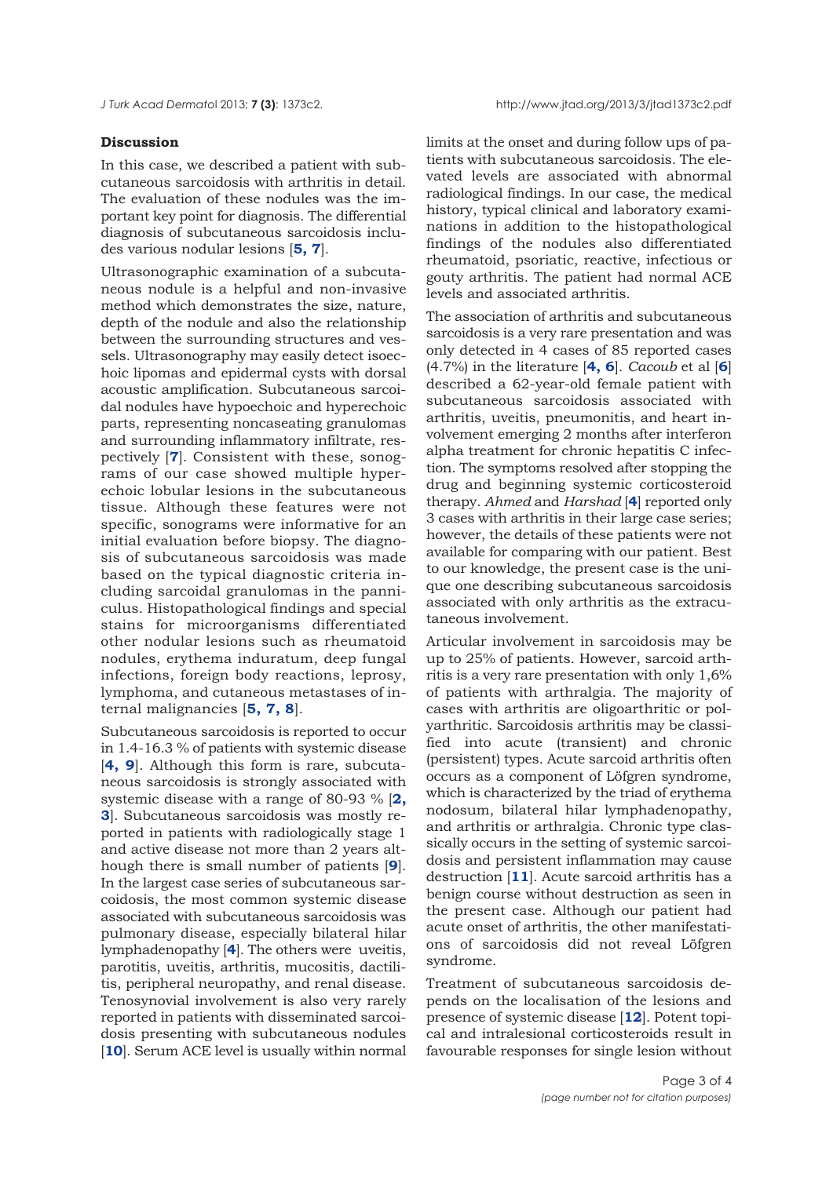## Discussion

In this case, we described a patient with subcutaneous sarcoidosis with arthritis in detail. The evaluation of these nodules was the important key point for diagnosis. The differential diagnosis of subcutaneous sarcoidosis includes various nodular lesions [**5, 7**].

Ultrasonographic examination of a subcutaneous nodule is a helpful and non-invasive method which demonstrates the size, nature, depth of the nodule and also the relationship between the surrounding structures and vessels. Ultrasonography may easily detect isoechoic lipomas and epidermal cysts with dorsal acoustic amplification. Subcutaneous sarcoidal nodules have hypoechoic and hyperechoic parts, representing noncaseating granulomas and surrounding inflammatory infiltrate, respectively [**7**]. Consistent with these, sonograms of our case showed multiple hyperechoic lobular lesions in the subcutaneous tissue. Although these features were not specific, sonograms were informative for an initial evaluation before biopsy. The diagnosis of subcutaneous sarcoidosis was made based on the typical diagnostic criteria including sarcoidal granulomas in the panniculus. Histopathological findings and special stains for microorganisms differentiated other nodular lesions such as rheumatoid nodules, erythema induratum, deep fungal infections, foreign body reactions, leprosy, lymphoma, and cutaneous metastases of internal malignancies [**5, 7, 8**].

Subcutaneous sarcoidosis is reported to occur in 1.4-16.3 % of patients with systemic disease [**4, 9**]. Although this form is rare, subcutaneous sarcoidosis is strongly associated with systemic disease with a range of 80-93 % [**2, 3**]. Subcutaneous sarcoidosis was mostly reported in patients with radiologically stage 1 and active disease not more than 2 years although there is small number of patients [**9**]. In the largest case series of subcutaneous sarcoidosis, the most common systemic disease associated with subcutaneous sarcoidosis was pulmonary disease, especially bilateral hilar lymphadenopathy [**4**]. The others were uveitis, parotitis, uveitis, arthritis, mucositis, dactilitis, peripheral neuropathy, and renal disease. Tenosynovial involvement is also very rarely reported in patients with disseminated sarcoidosis presenting with subcutaneous nodules [**10**]. Serum ACE level is usually within normal limits at the onset and during follow ups of patients with subcutaneous sarcoidosis. The elevated levels are associated with abnormal radiological findings. In our case, the medical history, typical clinical and laboratory examinations in addition to the histopathological findings of the nodules also differentiated rheumatoid, psoriatic, reactive, infectious or gouty arthritis. The patient had normal ACE levels and associated arthritis.

The association of arthritis and subcutaneous sarcoidosis is a very rare presentation and was only detected in 4 cases of 85 reported cases (4.7%) in the literature [**4, 6**]. *Cacoub* et al [**6**] described a 62-year-old female patient with subcutaneous sarcoidosis associated with arthritis, uveitis, pneumonitis, and heart involvement emerging 2 months after interferon alpha treatment for chronic hepatitis C infection. The symptoms resolved after stopping the drug and beginning systemic corticosteroid therapy. *Ahmed* and *Harshad* [**4**] reported only 3 cases with arthritis in their large case series; however, the details of these patients were not available for comparing with our patient. Best to our knowledge, the present case is the unique one describing subcutaneous sarcoidosis associated with only arthritis as the extracutaneous involvement.

Articular involvement in sarcoidosis may be up to 25% of patients. However, sarcoid arthritis is a very rare presentation with only 1,6% of patients with arthralgia. The majority of cases with arthritis are oligoarthritic or polyarthritic. Sarcoidosis arthritis may be classified into acute (transient) and chronic (persistent) types. Acute sarcoid arthritis often occurs as a component of Löfgren syndrome, which is characterized by the triad of erythema nodosum, bilateral hilar lymphadenopathy, and arthritis or arthralgia. Chronic type classically occurs in the setting of systemic sarcoidosis and persistent inflammation may cause destruction [**11**]. Acute sarcoid arthritis has a benign course without destruction as seen in the present case. Although our patient had acute onset of arthritis, the other manifestations of sarcoidosis did not reveal Löfgren syndrome.

Treatment of subcutaneous sarcoidosis depends on the localisation of the lesions and presence of systemic disease [**12**]. Potent topical and intralesional corticosteroids result in favourable responses for single lesion without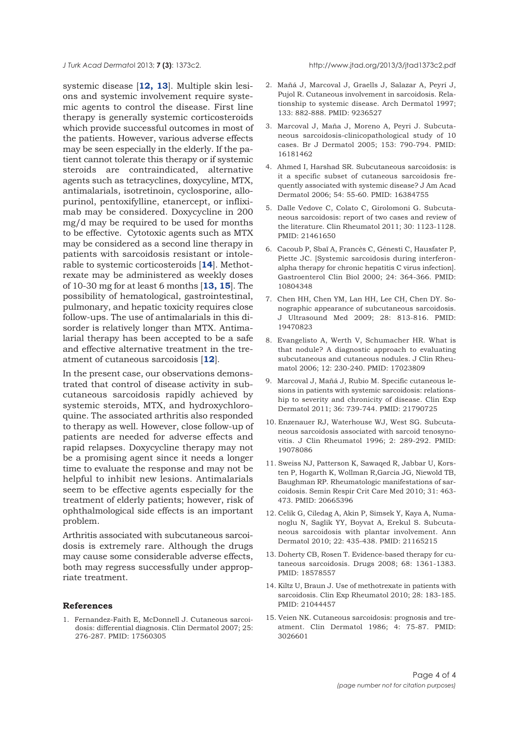systemic disease [**12, 13**]. Multiple skin lesions and systemic involvement require systemic agents to control the disease. First line therapy is generally systemic corticosteroids which provide successful outcomes in most of the patients. However, various adverse effects may be seen especially in the elderly. If the patient cannot tolerate this therapy or if systemic steroids are contraindicated, alternative agents such as tetracyclines, doxycyline, MTX, antimalarials, isotretinoin, cyclosporine, allopurinol, pentoxifylline, etanercept, or infliximab may be considered. Doxycycline in 200 mg/d may be required to be used for months to be effective. Cytotoxic agents such as MTX may be considered as a second line therapy in patients with sarcoidosis resistant or intolerable to systemic corticosteroids [**14**]. Methotrexate may be administered as weekly doses of 10-30 mg for at least 6 months [**13, 15**]. The possibility of hematological, gastrointestinal, pulmonary, and hepatic toxicity requires close follow-ups. The use of antimalarials in this disorder is relatively longer than MTX. Antimalarial therapy has been accepted to be a safe and effective alternative treatment in the treatment of cutaneous sarcoidosis [**12**].

In the present case, our observations demonstrated that control of disease activity in subcutaneous sarcoidosis rapidly achieved by systemic steroids, MTX, and hydroxychloroquine. The associated arthritis also responded to therapy as well. However, close follow-up of patients are needed for adverse effects and rapid relapses. Doxycycline therapy may not be a promising agent since it needs a longer time to evaluate the response and may not be helpful to inhibit new lesions. Antimalarials seem to be effective agents especially for the treatment of elderly patients; however, risk of ophthalmological side effects is an important problem.

Arthritis associated with subcutaneous sarcoidosis is extremely rare. Although the drugs may cause some considerable adverse effects, both may regress successfully under appropriate treatment.

## References

1. Fernandez-Faith E, McDonnell J. Cutaneous sarcoidosis: differential diagnosis. Clin Dermatol 2007; 25: 276-287. PMID: 17560305
2. Mañá J, Marcoval J, Graells J, Salazar A, Peyrí J, Pujol R. Cutaneous involvement in sarcoidosis. Relationship to systemic disease. Arch Dermatol 1997; 133: 882-888. PMID: 9236527
3. Marcoval J, Maña J, Moreno A, Peyri J. Subcutaneous sarcoidosis-clinicopathological study of 10 cases. Br J Dermatol 2005; 153: 790-794. PMID: 16181462
4. Ahmed I, Harshad SR. Subcutaneous sarcoidosis: is it a specific subset of cutaneous sarcoidosis frequently associated with systemic disease? J Am Acad Dermatol 2006; 54: 55-60. PMID: 16384755
5. Dalle Vedove C, Colato C, Girolomoni G. Subcutaneous sarcoidosis: report of two cases and review of the literature. Clin Rheumatol 2011; 30: 1123-1128. PMID: 21461650
6. Cacoub P, Sbaï A, Francès C, Génesti C, Hausfater P, Piette JC. [Systemic sarcoidosis during interferon-alpha therapy for chronic hepatitis C virus infection]. Gastroenterol Clin Biol 2000; 24: 364-366. PMID: 10804348
7. Chen HH, Chen YM, Lan HH, Lee CH, Chen DY. Sonographic appearance of subcutaneous sarcoidosis. J Ultrasound Med 2009; 28: 813-816. PMID: 19470823
8. Evangelisto A, Werth V, Schumacher HR. What is that nodule? A diagnostic approach to evaluating subcutaneous and cutaneous nodules. J Clin Rheumatol 2006; 12: 230-240. PMID: 17023809
9. Marcoval J, Mañá J, Rubio M. Specific cutaneous lesions in patients with systemic sarcoidosis: relationship to severity and chronicity of disease. Clin Exp Dermatol 2011; 36: 739-744. PMID: 21790725
10. Enzenauer RJ, Waterhouse WJ, West SG. Subcutaneous sarcoidosis associated with sarcoid tenosynovitis. J Clin Rheumatol 1996; 2: 289-292. PMID: 19078086
11. Sweiss NJ, Patterson K, Sawaqed R, Jabbar U, Korsten P, Hogarth K, Wollman R,Garcia JG, Niewold TB, Baughman RP. Rheumatologic manifestations of sarcoidosis. Semin Respir Crit Care Med 2010; 31: 463-473. PMID: 20665396
12. Celik G, Ciledag A, Akin P, Simsek Y, Kaya A, Numanoglu N, Saglik YY, Boyvat A, Erekul S. Subcutaneous sarcoidosis with plantar involvement. Ann Dermatol 2010; 22: 435-438. PMID: 21165215
13. Doherty CB, Rosen T. Evidence-based therapy for cutaneous sarcoidosis. Drugs 2008; 68: 1361-1383. PMID: 18578557
14. Kiltz U, Braun J. Use of methotrexate in patients with sarcoidosis. Clin Exp Rheumatol 2010; 28: 183-185. PMID: 21044457
15. Veien NK. Cutaneous sarcoidosis: prognosis and treatment. Clin Dermatol 1986; 4: 75-87. PMID: 3026601